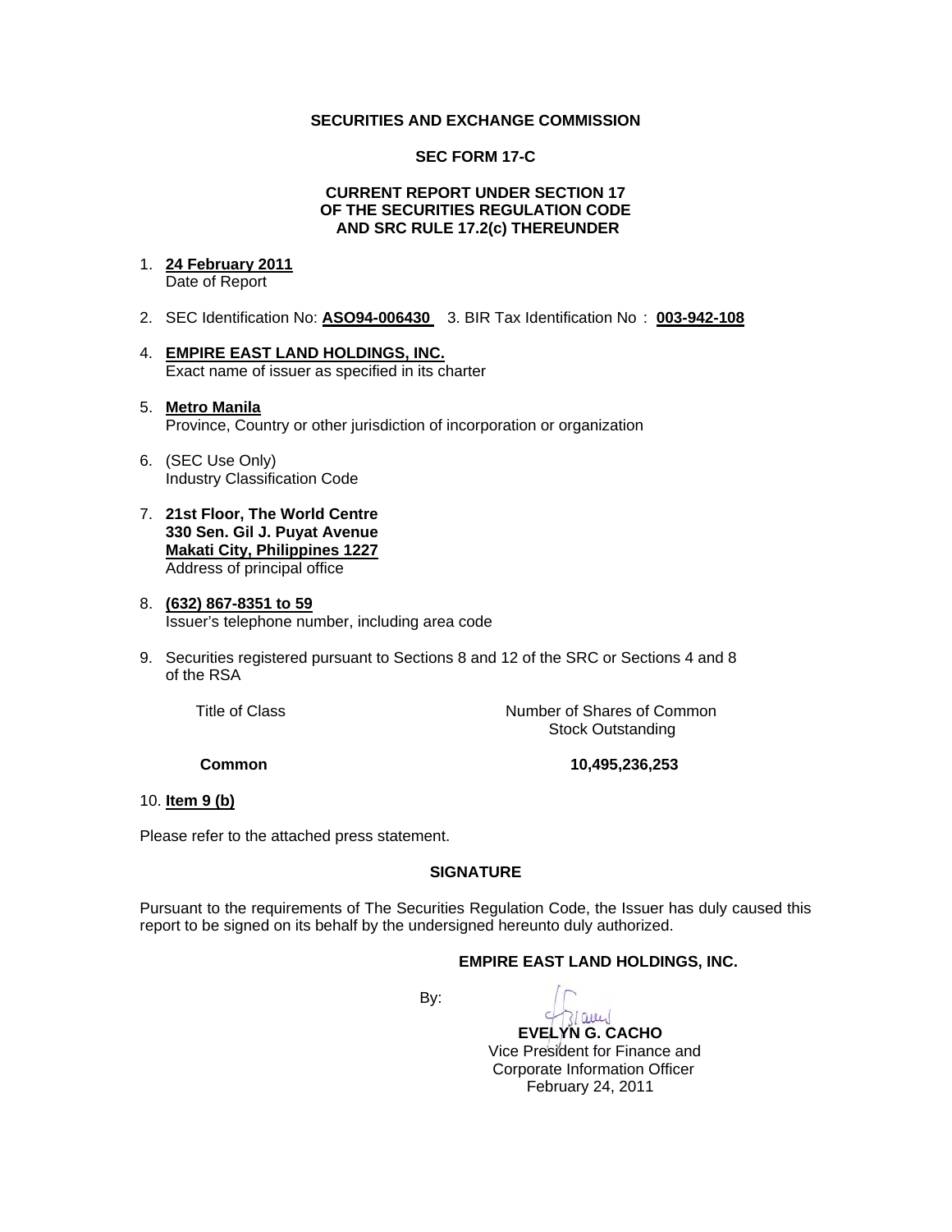**SECURITIES AND EXCHANGE COMMISSION**

**SEC FORM 17-C**

**CURRENT REPORT UNDER SECTION 17
OF THE SECURITIES REGULATION CODE
AND SRC RULE 17.2(c) THEREUNDER**

1. **24 February 2011**
   Date of Report

2. SEC Identification No: **ASO94-006430** 3. BIR Tax Identification No : **003-942-108**

4. **EMPIRE EAST LAND HOLDINGS, INC.**
   Exact name of issuer as specified in its charter

5. **Metro Manila**
   Province, Country or other jurisdiction of incorporation or organization

6. (SEC Use Only)
   Industry Classification Code

7. **21st Floor, The World Centre
   330 Sen. Gil J. Puyat Avenue
   Makati City, Philippines 1227**
   Address of principal office

8. **(632) 867-8351 to 59**
   Issuer's telephone number, including area code

9. Securities registered pursuant to Sections 8 and 12 of the SRC or Sections 4 and 8 of the RSA

| Title of Class | Number of Shares of Common Stock Outstanding |
|---|---|
| **Common** | **10,495,236,253** |

10. **Item 9 (b)**

Please refer to the attached press statement.

**SIGNATURE**

Pursuant to the requirements of The Securities Regulation Code, the Issuer has duly caused this report to be signed on its behalf by the undersigned hereunto duly authorized.

**EMPIRE EAST LAND HOLDINGS, INC.**

By:

**EVELYN G. CACHO**
Vice President for Finance and
Corporate Information Officer
February 24, 2011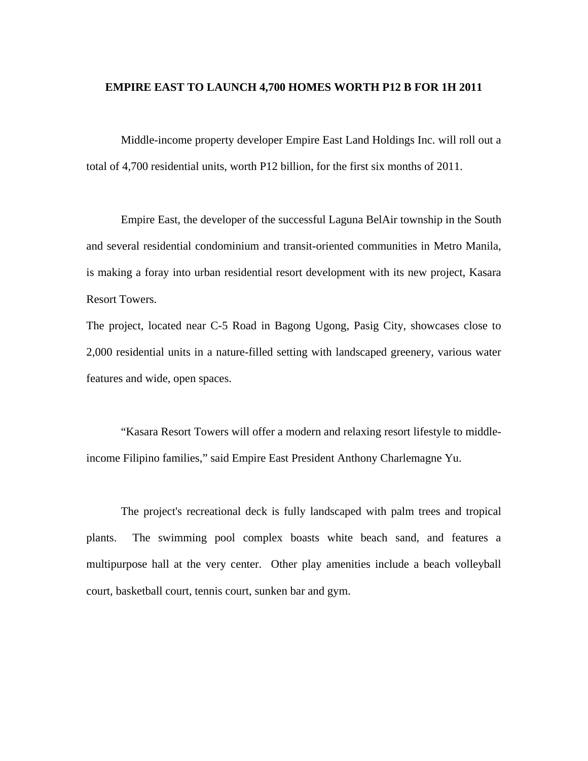**EMPIRE EAST TO LAUNCH 4,700 HOMES WORTH P12 B FOR 1H 2011**

Middle-income property developer Empire East Land Holdings Inc. will roll out a total of 4,700 residential units, worth P12 billion, for the first six months of 2011.

Empire East, the developer of the successful Laguna BelAir township in the South and several residential condominium and transit-oriented communities in Metro Manila, is making a foray into urban residential resort development with its new project, Kasara Resort Towers.

The project, located near C-5 Road in Bagong Ugong, Pasig City, showcases close to 2,000 residential units in a nature-filled setting with landscaped greenery, various water features and wide, open spaces.

"Kasara Resort Towers will offer a modern and relaxing resort lifestyle to middle-income Filipino families," said Empire East President Anthony Charlemagne Yu.

The project's recreational deck is fully landscaped with palm trees and tropical plants. The swimming pool complex boasts white beach sand, and features a multipurpose hall at the very center. Other play amenities include a beach volleyball court, basketball court, tennis court, sunken bar and gym.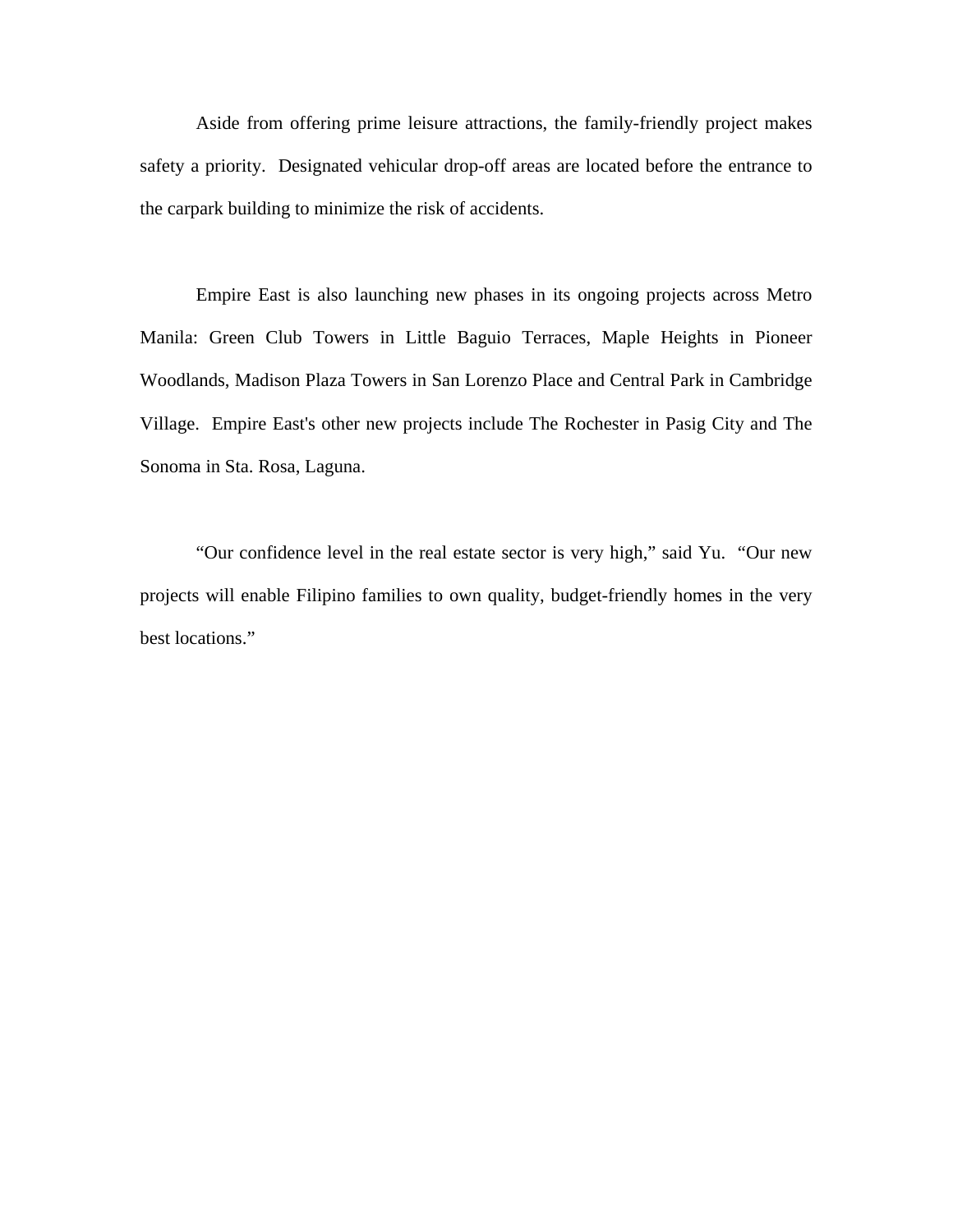Aside from offering prime leisure attractions, the family-friendly project makes safety a priority. Designated vehicular drop-off areas are located before the entrance to the carpark building to minimize the risk of accidents.

Empire East is also launching new phases in its ongoing projects across Metro Manila: Green Club Towers in Little Baguio Terraces, Maple Heights in Pioneer Woodlands, Madison Plaza Towers in San Lorenzo Place and Central Park in Cambridge Village. Empire East's other new projects include The Rochester in Pasig City and The Sonoma in Sta. Rosa, Laguna.

"Our confidence level in the real estate sector is very high," said Yu. "Our new projects will enable Filipino families to own quality, budget-friendly homes in the very best locations."